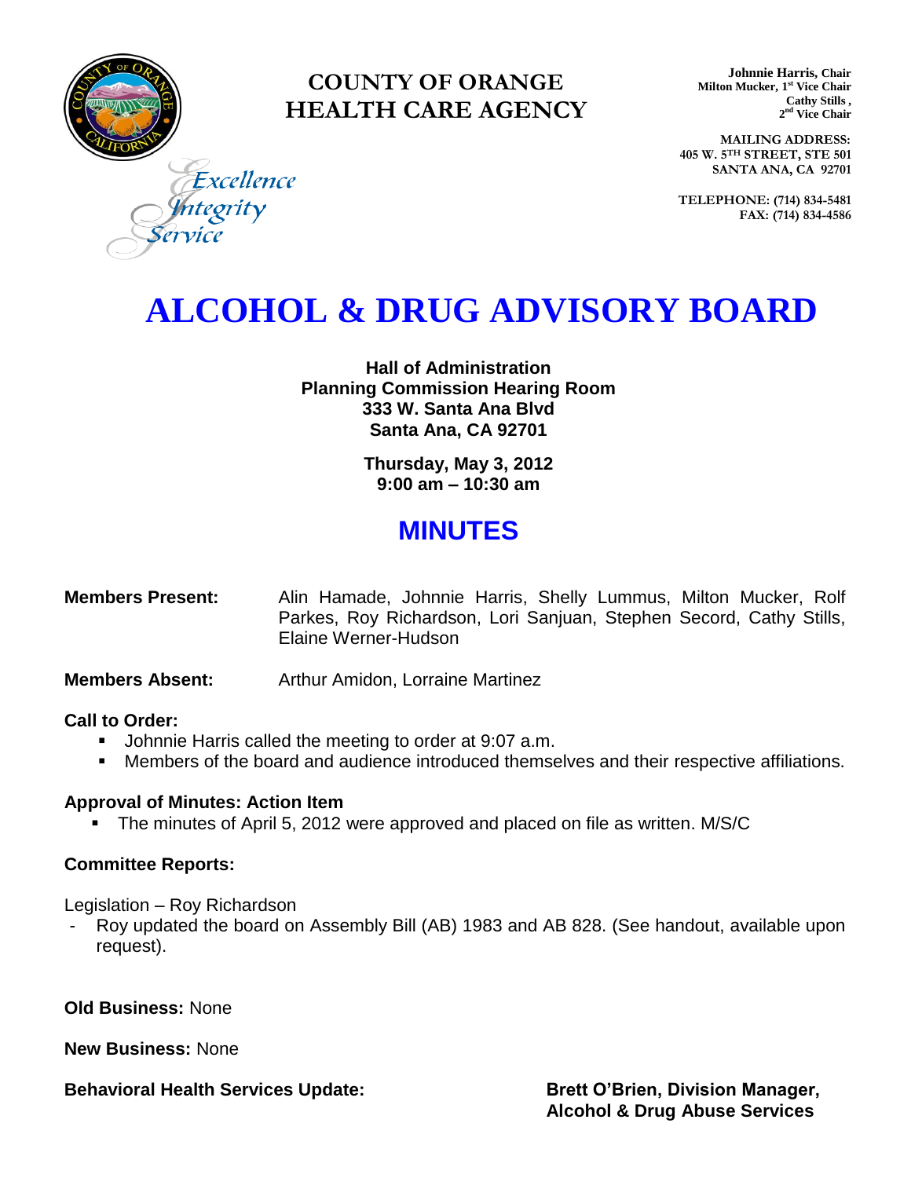# COUNTY OF ORANGE HEALTH CARE AGENCY

*Excellence Integrity Service*

**Johnnie Harris, Chair**
**Milton Mucker, 1st Vice Chair**
**Cathy Stills, 2nd Vice Chair**

**MAILING ADDRESS:**
**405 W. 5TH STREET, STE 501**
**SANTA ANA, CA 92701**

**TELEPHONE: (714) 834-5481**
**FAX: (714) 834-4586**

# ALCOHOL & DRUG ADVISORY BOARD

**Hall of Administration**
**Planning Commission Hearing Room**
**333 W. Santa Ana Blvd**
**Santa Ana, CA 92701**

**Thursday, May 3, 2012**
**9:00 am – 10:30 am**

## MINUTES

**Members Present:** Alin Hamade, Johnnie Harris, Shelly Lummus, Milton Mucker, Rolf Parkes, Roy Richardson, Lori Sanjuan, Stephen Secord, Cathy Stills, Elaine Werner-Hudson

**Members Absent:** Arthur Amidon, Lorraine Martinez

### Call to Order:

- Johnnie Harris called the meeting to order at 9:07 a.m.
- Members of the board and audience introduced themselves and their respective affiliations.

### Approval of Minutes: Action Item

- The minutes of April 5, 2012 were approved and placed on file as written. M/S/C

### Committee Reports:

Legislation – Roy Richardson

- Roy updated the board on Assembly Bill (AB) 1983 and AB 828. (See handout, available upon request).

**Old Business:** None

**New Business:** None

**Behavioral Health Services Update:** **Brett O'Brien, Division Manager, Alcohol & Drug Abuse Services**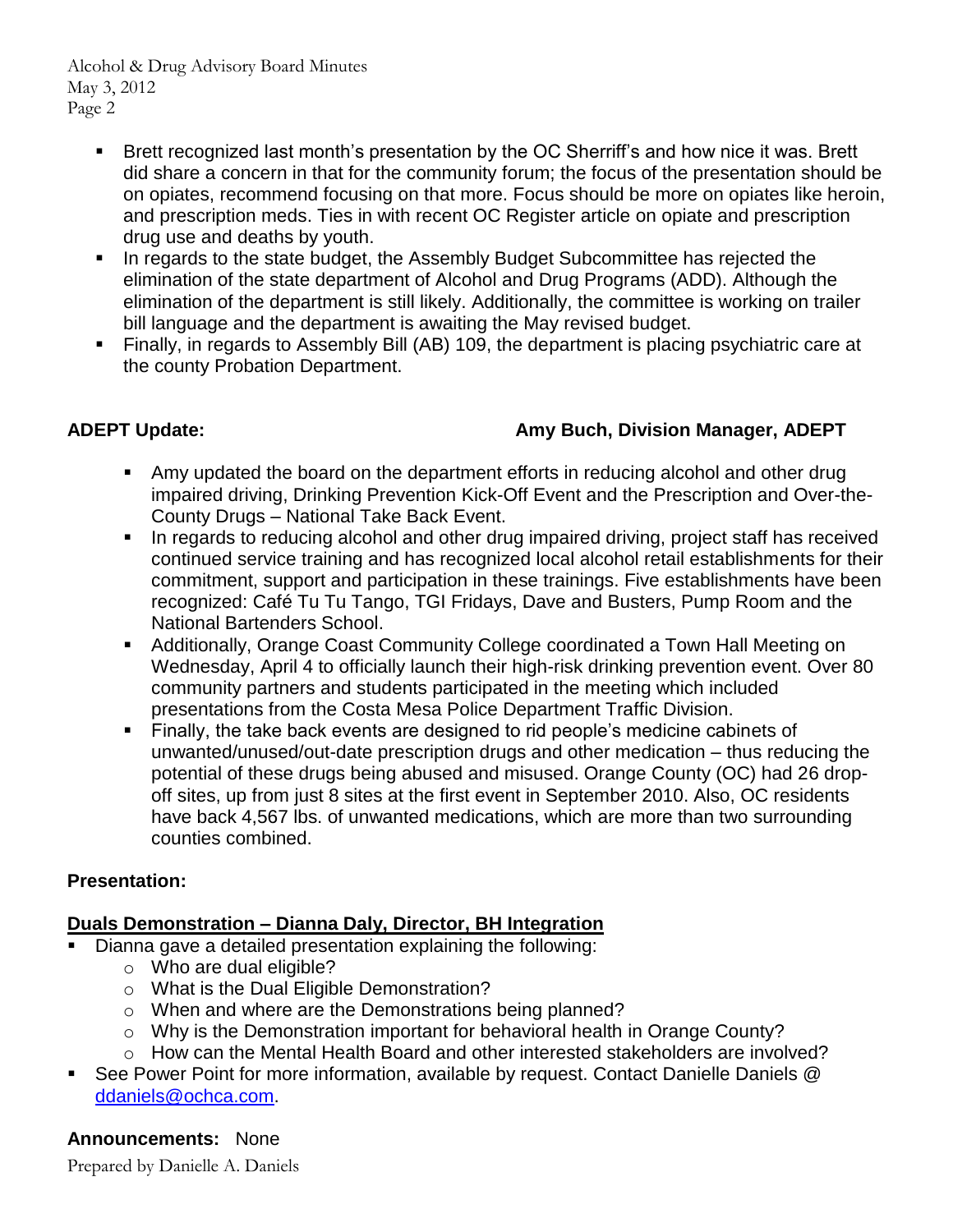- Brett recognized last month's presentation by the OC Sherriff's and how nice it was. Brett did share a concern in that for the community forum; the focus of the presentation should be on opiates, recommend focusing on that more. Focus should be more on opiates like heroin, and prescription meds. Ties in with recent OC Register article on opiate and prescription drug use and deaths by youth.
- In regards to the state budget, the Assembly Budget Subcommittee has rejected the elimination of the state department of Alcohol and Drug Programs (ADD). Although the elimination of the department is still likely. Additionally, the committee is working on trailer bill language and the department is awaiting the May revised budget.
- Finally, in regards to Assembly Bill (AB) 109, the department is placing psychiatric care at the county Probation Department.

**ADEPT Update:** **Amy Buch, Division Manager, ADEPT**

- Amy updated the board on the department efforts in reducing alcohol and other drug impaired driving, Drinking Prevention Kick-Off Event and the Prescription and Over-the-County Drugs – National Take Back Event.
- In regards to reducing alcohol and other drug impaired driving, project staff has received continued service training and has recognized local alcohol retail establishments for their commitment, support and participation in these trainings. Five establishments have been recognized: Café Tu Tu Tango, TGI Fridays, Dave and Busters, Pump Room and the National Bartenders School.
- Additionally, Orange Coast Community College coordinated a Town Hall Meeting on Wednesday, April 4 to officially launch their high-risk drinking prevention event. Over 80 community partners and students participated in the meeting which included presentations from the Costa Mesa Police Department Traffic Division.
- Finally, the take back events are designed to rid people's medicine cabinets of unwanted/unused/out-date prescription drugs and other medication – thus reducing the potential of these drugs being abused and misused. Orange County (OC) had 26 drop-off sites, up from just 8 sites at the first event in September 2010. Also, OC residents have back 4,567 lbs. of unwanted medications, which are more than two surrounding counties combined.

**Presentation:**

**Duals Demonstration – Dianna Daly, Director, BH Integration**

- Dianna gave a detailed presentation explaining the following:
  - Who are dual eligible?
  - What is the Dual Eligible Demonstration?
  - When and where are the Demonstrations being planned?
  - Why is the Demonstration important for behavioral health in Orange County?
  - How can the Mental Health Board and other interested stakeholders are involved?
- See Power Point for more information, available by request. Contact Danielle Daniels @ ddaniels@ochca.com.

**Announcements:** None

Prepared by Danielle A. Daniels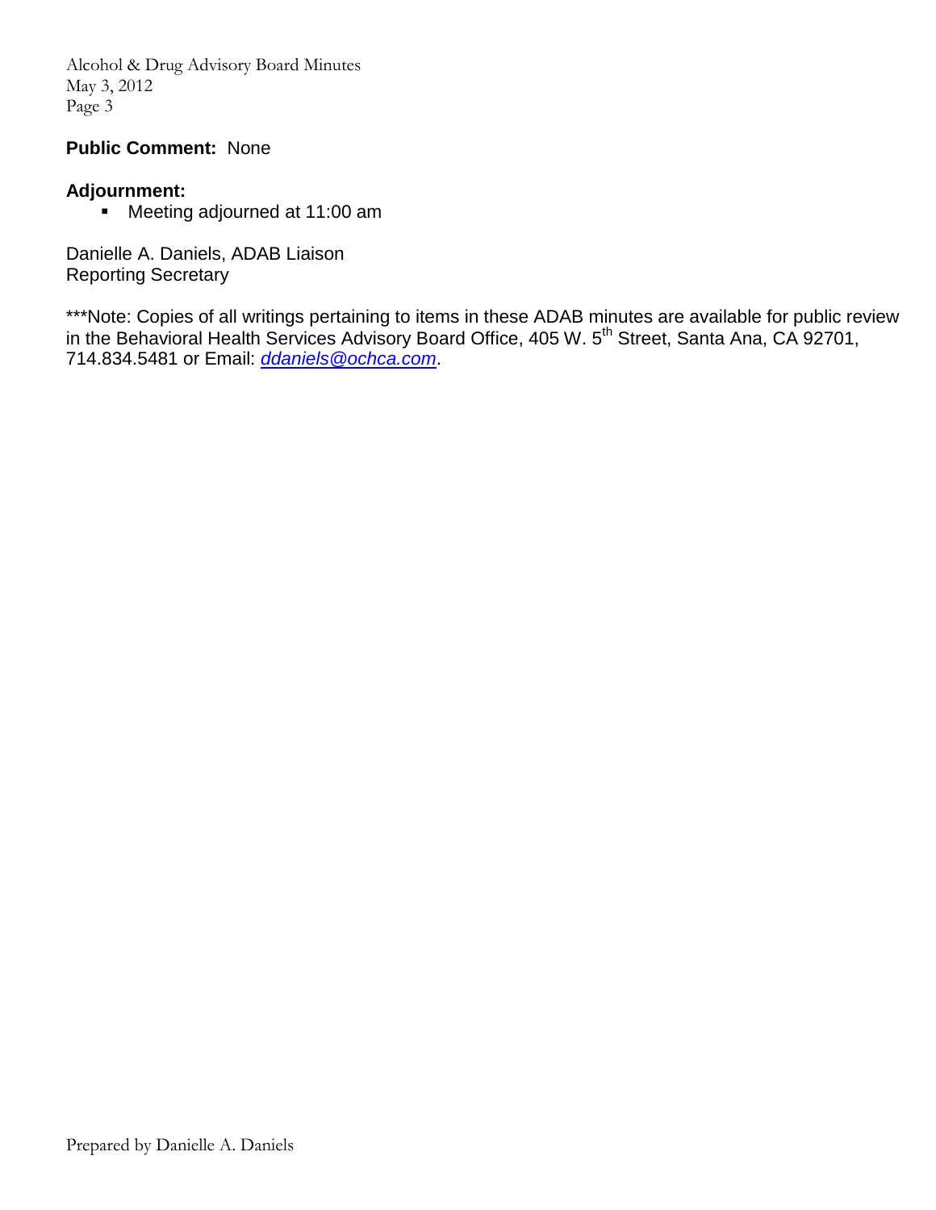**Public Comment:** None

**Adjournment:**

- Meeting adjourned at 11:00 am

Danielle A. Daniels, ADAB Liaison
Reporting Secretary

***Note: Copies of all writings pertaining to items in these ADAB minutes are available for public review in the Behavioral Health Services Advisory Board Office, 405 W. 5th Street, Santa Ana, CA 92701, 714.834.5481 or Email: *ddaniels@ochca.com*.

Prepared by Danielle A. Daniels